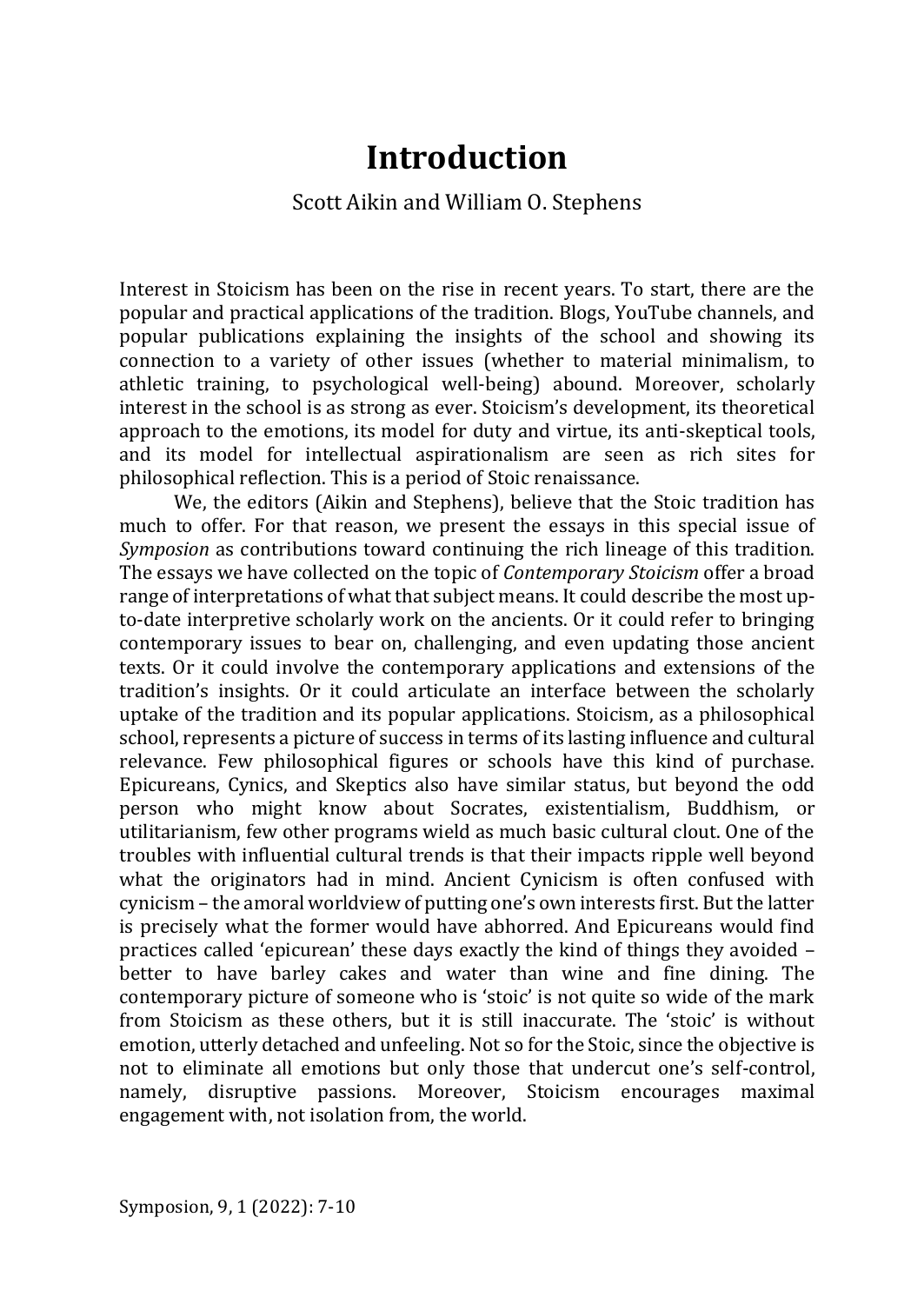# Introduction

Scott Aikin and William O. Stephens

Interest in Stoicism has been on the rise in recent years. To start, there are the popular and practical applications of the tradition. Blogs, YouTube channels, and popular publications explaining the insights of the school and showing its connection to a variety of other issues (whether to material minimalism, to athletic training, to psychological well-being) abound. Moreover, scholarly interest in the school is as strong as ever. Stoicism's development, its theoretical approach to the emotions, its model for duty and virtue, its anti-skeptical tools, and its model for intellectual aspirationalism are seen as rich sites for philosophical reflection. This is a period of Stoic renaissance.

We, the editors (Aikin and Stephens), believe that the Stoic tradition has much to offer. For that reason, we present the essays in this special issue of *Symposion* as contributions toward continuing the rich lineage of this tradition. The essays we have collected on the topic of *Contemporary Stoicism* offer a broad range of interpretations of what that subject means. It could describe the most up-to-date interpretive scholarly work on the ancients. Or it could refer to bringing contemporary issues to bear on, challenging, and even updating those ancient texts. Or it could involve the contemporary applications and extensions of the tradition's insights. Or it could articulate an interface between the scholarly uptake of the tradition and its popular applications. Stoicism, as a philosophical school, represents a picture of success in terms of its lasting influence and cultural relevance. Few philosophical figures or schools have this kind of purchase. Epicureans, Cynics, and Skeptics also have similar status, but beyond the odd person who might know about Socrates, existentialism, Buddhism, or utilitarianism, few other programs wield as much basic cultural clout. One of the troubles with influential cultural trends is that their impacts ripple well beyond what the originators had in mind. Ancient Cynicism is often confused with cynicism – the amoral worldview of putting one's own interests first. But the latter is precisely what the former would have abhorred. And Epicureans would find practices called 'epicurean' these days exactly the kind of things they avoided – better to have barley cakes and water than wine and fine dining. The contemporary picture of someone who is 'stoic' is not quite so wide of the mark from Stoicism as these others, but it is still inaccurate. The 'stoic' is without emotion, utterly detached and unfeeling. Not so for the Stoic, since the objective is not to eliminate all emotions but only those that undercut one's self-control, namely, disruptive passions. Moreover, Stoicism encourages maximal engagement with, not isolation from, the world.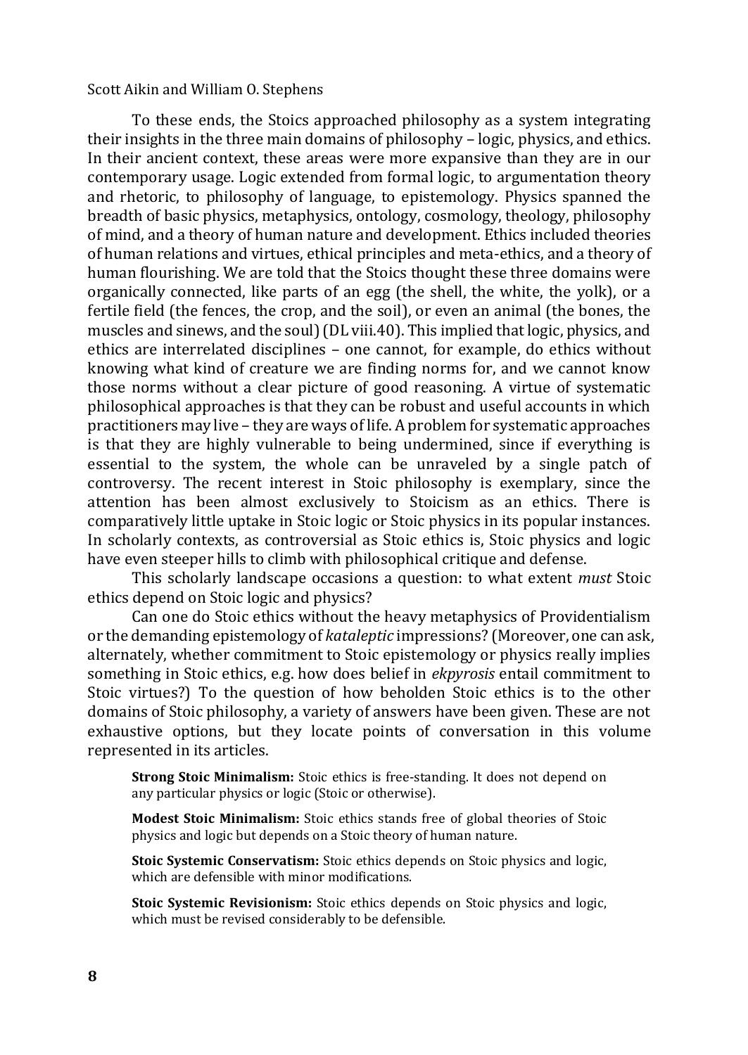To these ends, the Stoics approached philosophy as a system integrating their insights in the three main domains of philosophy – logic, physics, and ethics. In their ancient context, these areas were more expansive than they are in our contemporary usage. Logic extended from formal logic, to argumentation theory and rhetoric, to philosophy of language, to epistemology. Physics spanned the breadth of basic physics, metaphysics, ontology, cosmology, theology, philosophy of mind, and a theory of human nature and development. Ethics included theories of human relations and virtues, ethical principles and meta-ethics, and a theory of human flourishing. We are told that the Stoics thought these three domains were organically connected, like parts of an egg (the shell, the white, the yolk), or a fertile field (the fences, the crop, and the soil), or even an animal (the bones, the muscles and sinews, and the soul) (DL viii.40). This implied that logic, physics, and ethics are interrelated disciplines – one cannot, for example, do ethics without knowing what kind of creature we are finding norms for, and we cannot know those norms without a clear picture of good reasoning. A virtue of systematic philosophical approaches is that they can be robust and useful accounts in which practitioners may live – they are ways of life. A problem for systematic approaches is that they are highly vulnerable to being undermined, since if everything is essential to the system, the whole can be unraveled by a single patch of controversy. The recent interest in Stoic philosophy is exemplary, since the attention has been almost exclusively to Stoicism as an ethics. There is comparatively little uptake in Stoic logic or Stoic physics in its popular instances. In scholarly contexts, as controversial as Stoic ethics is, Stoic physics and logic have even steeper hills to climb with philosophical critique and defense.

This scholarly landscape occasions a question: to what extent *must* Stoic ethics depend on Stoic logic and physics?

Can one do Stoic ethics without the heavy metaphysics of Providentialism or the demanding epistemology of *kataleptic* impressions? (Moreover, one can ask, alternately, whether commitment to Stoic epistemology or physics really implies something in Stoic ethics, e.g. how does belief in *ekpyrosis* entail commitment to Stoic virtues?) To the question of how beholden Stoic ethics is to the other domains of Stoic philosophy, a variety of answers have been given. These are not exhaustive options, but they locate points of conversation in this volume represented in its articles.

**Strong Stoic Minimalism:** Stoic ethics is free-standing. It does not depend on any particular physics or logic (Stoic or otherwise).

**Modest Stoic Minimalism:** Stoic ethics stands free of global theories of Stoic physics and logic but depends on a Stoic theory of human nature.

**Stoic Systemic Conservatism:** Stoic ethics depends on Stoic physics and logic, which are defensible with minor modifications.

**Stoic Systemic Revisionism:** Stoic ethics depends on Stoic physics and logic, which must be revised considerably to be defensible.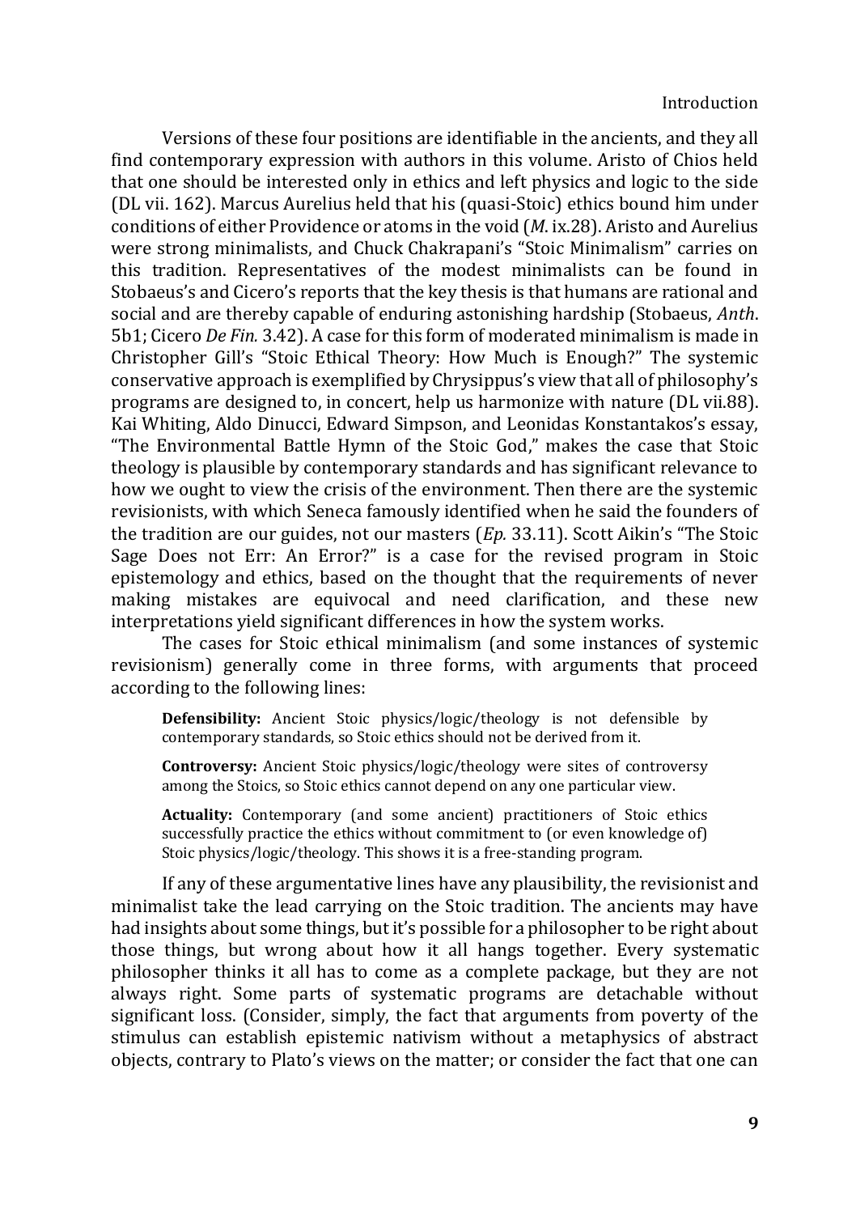Versions of these four positions are identifiable in the ancients, and they all find contemporary expression with authors in this volume. Aristo of Chios held that one should be interested only in ethics and left physics and logic to the side (DL vii. 162). Marcus Aurelius held that his (quasi-Stoic) ethics bound him under conditions of either Providence or atoms in the void (*M*. ix.28). Aristo and Aurelius were strong minimalists, and Chuck Chakrapani's "Stoic Minimalism" carries on this tradition. Representatives of the modest minimalists can be found in Stobaeus's and Cicero's reports that the key thesis is that humans are rational and social and are thereby capable of enduring astonishing hardship (Stobaeus, *Anth*. 5b1; Cicero *De Fin.* 3.42). A case for this form of moderated minimalism is made in Christopher Gill's "Stoic Ethical Theory: How Much is Enough?" The systemic conservative approach is exemplified by Chrysippus's view that all of philosophy's programs are designed to, in concert, help us harmonize with nature (DL vii.88). Kai Whiting, Aldo Dinucci, Edward Simpson, and Leonidas Konstantakos's essay, "The Environmental Battle Hymn of the Stoic God," makes the case that Stoic theology is plausible by contemporary standards and has significant relevance to how we ought to view the crisis of the environment. Then there are the systemic revisionists, with which Seneca famously identified when he said the founders of the tradition are our guides, not our masters (*Ep.* 33.11). Scott Aikin's "The Stoic Sage Does not Err: An Error?" is a case for the revised program in Stoic epistemology and ethics, based on the thought that the requirements of never making mistakes are equivocal and need clarification, and these new interpretations yield significant differences in how the system works.

The cases for Stoic ethical minimalism (and some instances of systemic revisionism) generally come in three forms, with arguments that proceed according to the following lines:

> **Defensibility:** Ancient Stoic physics/logic/theology is not defensible by contemporary standards, so Stoic ethics should not be derived from it.
>
> **Controversy:** Ancient Stoic physics/logic/theology were sites of controversy among the Stoics, so Stoic ethics cannot depend on any one particular view.
>
> **Actuality:** Contemporary (and some ancient) practitioners of Stoic ethics successfully practice the ethics without commitment to (or even knowledge of) Stoic physics/logic/theology. This shows it is a free-standing program.

If any of these argumentative lines have any plausibility, the revisionist and minimalist take the lead carrying on the Stoic tradition. The ancients may have had insights about some things, but it's possible for a philosopher to be right about those things, but wrong about how it all hangs together. Every systematic philosopher thinks it all has to come as a complete package, but they are not always right. Some parts of systematic programs are detachable without significant loss. (Consider, simply, the fact that arguments from poverty of the stimulus can establish epistemic nativism without a metaphysics of abstract objects, contrary to Plato's views on the matter; or consider the fact that one can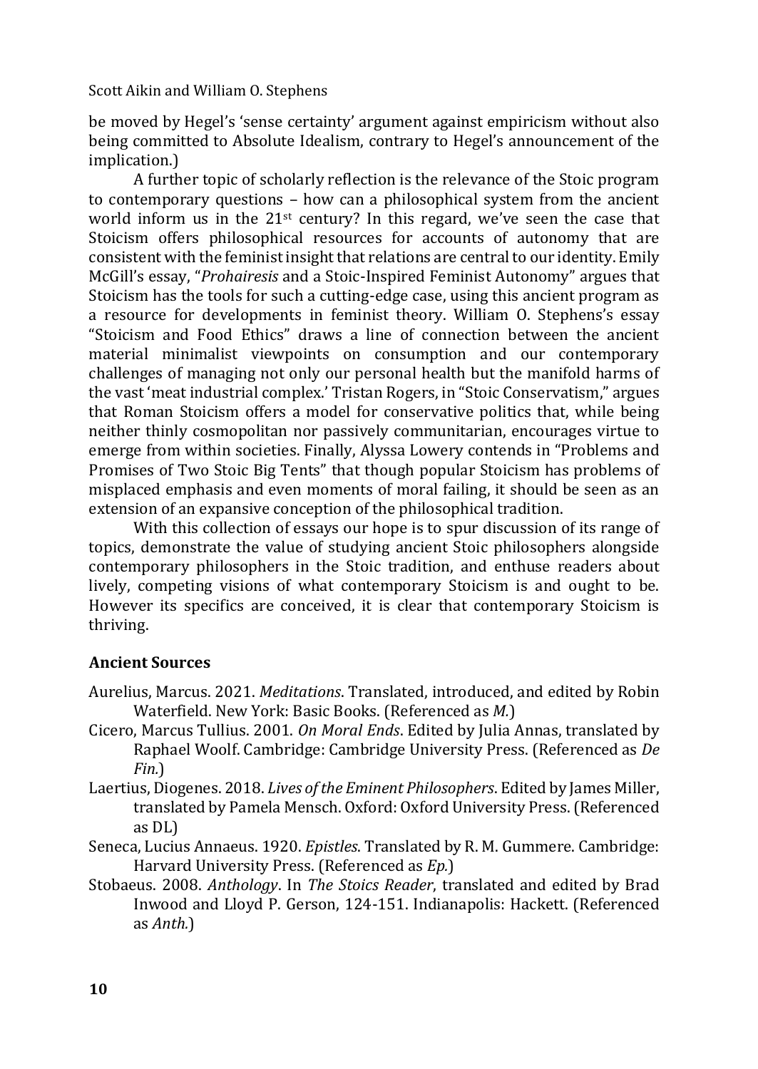be moved by Hegel's 'sense certainty' argument against empiricism without also being committed to Absolute Idealism, contrary to Hegel's announcement of the implication.)

A further topic of scholarly reflection is the relevance of the Stoic program to contemporary questions – how can a philosophical system from the ancient world inform us in the 21st century? In this regard, we've seen the case that Stoicism offers philosophical resources for accounts of autonomy that are consistent with the feminist insight that relations are central to our identity. Emily McGill's essay, "*Prohairesis* and a Stoic-Inspired Feminist Autonomy" argues that Stoicism has the tools for such a cutting-edge case, using this ancient program as a resource for developments in feminist theory. William O. Stephens's essay "Stoicism and Food Ethics" draws a line of connection between the ancient material minimalist viewpoints on consumption and our contemporary challenges of managing not only our personal health but the manifold harms of the vast 'meat industrial complex.' Tristan Rogers, in "Stoic Conservatism," argues that Roman Stoicism offers a model for conservative politics that, while being neither thinly cosmopolitan nor passively communitarian, encourages virtue to emerge from within societies. Finally, Alyssa Lowery contends in "Problems and Promises of Two Stoic Big Tents" that though popular Stoicism has problems of misplaced emphasis and even moments of moral failing, it should be seen as an extension of an expansive conception of the philosophical tradition.

With this collection of essays our hope is to spur discussion of its range of topics, demonstrate the value of studying ancient Stoic philosophers alongside contemporary philosophers in the Stoic tradition, and enthuse readers about lively, competing visions of what contemporary Stoicism is and ought to be. However its specifics are conceived, it is clear that contemporary Stoicism is thriving.

## Ancient Sources

Aurelius, Marcus. 2021. *Meditations*. Translated, introduced, and edited by Robin Waterfield. New York: Basic Books. (Referenced as *M.*)

Cicero, Marcus Tullius. 2001. *On Moral Ends*. Edited by Julia Annas, translated by Raphael Woolf. Cambridge: Cambridge University Press. (Referenced as *De Fin.*)

Laertius, Diogenes. 2018. *Lives of the Eminent Philosophers*. Edited by James Miller, translated by Pamela Mensch. Oxford: Oxford University Press. (Referenced as DL)

Seneca, Lucius Annaeus. 1920. *Epistles*. Translated by R. M. Gummere. Cambridge: Harvard University Press. (Referenced as *Ep.*)

Stobaeus. 2008. *Anthology*. In *The Stoics Reader*, translated and edited by Brad Inwood and Lloyd P. Gerson, 124-151. Indianapolis: Hackett. (Referenced as *Anth.*)